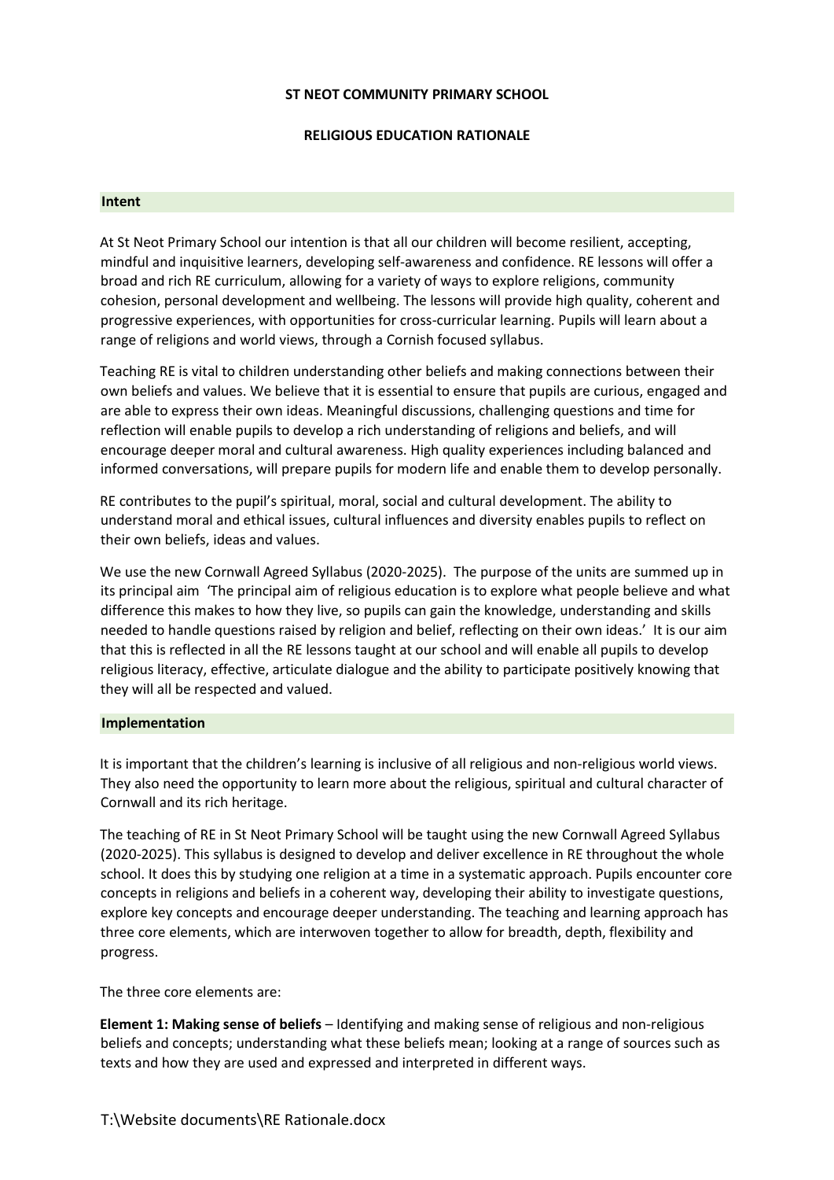**ST NEOT COMMUNITY PRIMARY SCHOOL**

**RELIGIOUS EDUCATION RATIONALE**

## Intent

At St Neot Primary School our intention is that all our children will become resilient, accepting, mindful and inquisitive learners, developing self-awareness and confidence. RE lessons will offer a broad and rich RE curriculum, allowing for a variety of ways to explore religions, community cohesion, personal development and wellbeing. The lessons will provide high quality, coherent and progressive experiences, with opportunities for cross-curricular learning. Pupils will learn about a range of religions and world views, through a Cornish focused syllabus.

Teaching RE is vital to children understanding other beliefs and making connections between their own beliefs and values. We believe that it is essential to ensure that pupils are curious, engaged and are able to express their own ideas. Meaningful discussions, challenging questions and time for reflection will enable pupils to develop a rich understanding of religions and beliefs, and will encourage deeper moral and cultural awareness. High quality experiences including balanced and informed conversations, will prepare pupils for modern life and enable them to develop personally.

RE contributes to the pupil's spiritual, moral, social and cultural development. The ability to understand moral and ethical issues, cultural influences and diversity enables pupils to reflect on their own beliefs, ideas and values.

We use the new Cornwall Agreed Syllabus (2020-2025). The purpose of the units are summed up in its principal aim 'The principal aim of religious education is to explore what people believe and what difference this makes to how they live, so pupils can gain the knowledge, understanding and skills needed to handle questions raised by religion and belief, reflecting on their own ideas.' It is our aim that this is reflected in all the RE lessons taught at our school and will enable all pupils to develop religious literacy, effective, articulate dialogue and the ability to participate positively knowing that they will all be respected and valued.

## Implementation

It is important that the children's learning is inclusive of all religious and non-religious world views. They also need the opportunity to learn more about the religious, spiritual and cultural character of Cornwall and its rich heritage.

The teaching of RE in St Neot Primary School will be taught using the new Cornwall Agreed Syllabus (2020-2025). This syllabus is designed to develop and deliver excellence in RE throughout the whole school. It does this by studying one religion at a time in a systematic approach. Pupils encounter core concepts in religions and beliefs in a coherent way, developing their ability to investigate questions, explore key concepts and encourage deeper understanding. The teaching and learning approach has three core elements, which are interwoven together to allow for breadth, depth, flexibility and progress.

The three core elements are:

**Element 1: Making sense of beliefs** – Identifying and making sense of religious and non-religious beliefs and concepts; understanding what these beliefs mean; looking at a range of sources such as texts and how they are used and expressed and interpreted in different ways.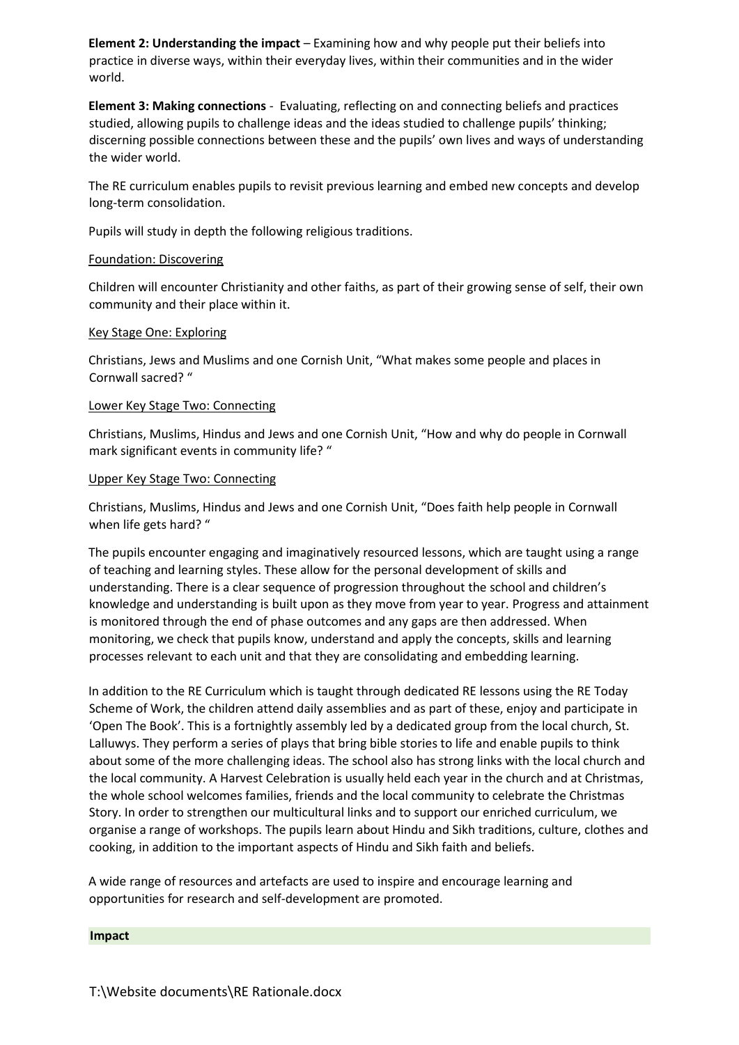**Element 2: Understanding the impact** – Examining how and why people put their beliefs into practice in diverse ways, within their everyday lives, within their communities and in the wider world.

**Element 3: Making connections** - Evaluating, reflecting on and connecting beliefs and practices studied, allowing pupils to challenge ideas and the ideas studied to challenge pupils' thinking; discerning possible connections between these and the pupils' own lives and ways of understanding the wider world.

The RE curriculum enables pupils to revisit previous learning and embed new concepts and develop long-term consolidation.

Pupils will study in depth the following religious traditions.

<u>Foundation: Discovering</u>

Children will encounter Christianity and other faiths, as part of their growing sense of self, their own community and their place within it.

<u>Key Stage One: Exploring</u>

Christians, Jews and Muslims and one Cornish Unit, "What makes some people and places in Cornwall sacred? "

<u>Lower Key Stage Two: Connecting</u>

Christians, Muslims, Hindus and Jews and one Cornish Unit, "How and why do people in Cornwall mark significant events in community life? "

<u>Upper Key Stage Two: Connecting</u>

Christians, Muslims, Hindus and Jews and one Cornish Unit, "Does faith help people in Cornwall when life gets hard? "

The pupils encounter engaging and imaginatively resourced lessons, which are taught using a range of teaching and learning styles. These allow for the personal development of skills and understanding. There is a clear sequence of progression throughout the school and children's knowledge and understanding is built upon as they move from year to year. Progress and attainment is monitored through the end of phase outcomes and any gaps are then addressed. When monitoring, we check that pupils know, understand and apply the concepts, skills and learning processes relevant to each unit and that they are consolidating and embedding learning.

In addition to the RE Curriculum which is taught through dedicated RE lessons using the RE Today Scheme of Work, the children attend daily assemblies and as part of these, enjoy and participate in 'Open The Book'. This is a fortnightly assembly led by a dedicated group from the local church, St. Lalluwys. They perform a series of plays that bring bible stories to life and enable pupils to think about some of the more challenging ideas. The school also has strong links with the local church and the local community. A Harvest Celebration is usually held each year in the church and at Christmas, the whole school welcomes families, friends and the local community to celebrate the Christmas Story. In order to strengthen our multicultural links and to support our enriched curriculum, we organise a range of workshops. The pupils learn about Hindu and Sikh traditions, culture, clothes and cooking, in addition to the important aspects of Hindu and Sikh faith and beliefs.

A wide range of resources and artefacts are used to inspire and encourage learning and opportunities for research and self-development are promoted.

**Impact**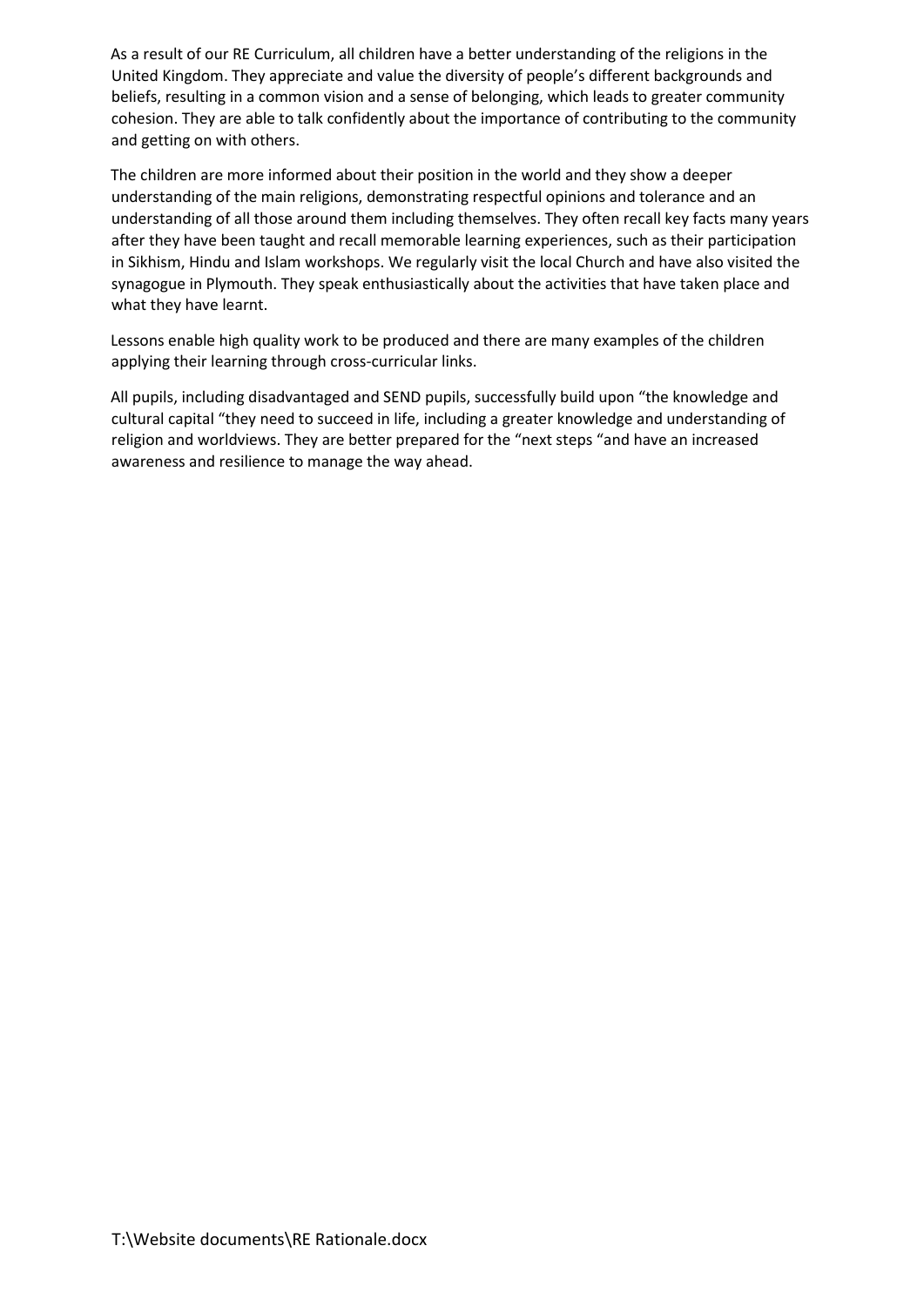As a result of our RE Curriculum, all children have a better understanding of the religions in the United Kingdom. They appreciate and value the diversity of people's different backgrounds and beliefs, resulting in a common vision and a sense of belonging, which leads to greater community cohesion. They are able to talk confidently about the importance of contributing to the community and getting on with others.

The children are more informed about their position in the world and they show a deeper understanding of the main religions, demonstrating respectful opinions and tolerance and an understanding of all those around them including themselves. They often recall key facts many years after they have been taught and recall memorable learning experiences, such as their participation in Sikhism, Hindu and Islam workshops. We regularly visit the local Church and have also visited the synagogue in Plymouth. They speak enthusiastically about the activities that have taken place and what they have learnt.

Lessons enable high quality work to be produced and there are many examples of the children applying their learning through cross-curricular links.

All pupils, including disadvantaged and SEND pupils, successfully build upon "the knowledge and cultural capital "they need to succeed in life, including a greater knowledge and understanding of religion and worldviews. They are better prepared for the "next steps "and have an increased awareness and resilience to manage the way ahead.

T:\Website documents\RE Rationale.docx